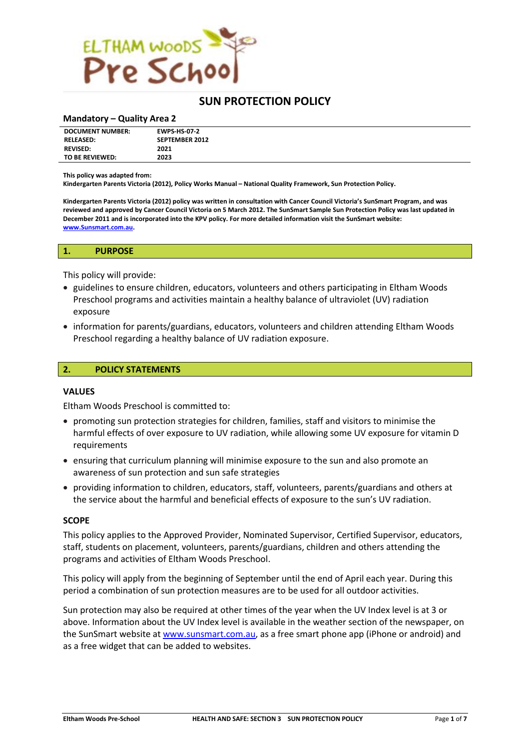# SUN PROTECTION POLICY

## Mandatory – Quality Area 2

| | |
|---|---|
| **DOCUMENT NUMBER:** | **EWPS-HS-07-2** |
| **RELEASED:** | **SEPTEMBER 2012** |
| **REVISED:** | **2021** |
| **TO BE REVIEWED:** | **2023** |

**This policy was adapted from:**
**Kindergarten Parents Victoria (2012), Policy Works Manual – National Quality Framework, Sun Protection Policy.**

**Kindergarten Parents Victoria (2012) policy was written in consultation with Cancer Council Victoria's SunSmart Program, and was reviewed and approved by Cancer Council Victoria on 5 March 2012. The SunSmart Sample Sun Protection Policy was last updated in December 2011 and is incorporated into the KPV policy. For more detailed information visit the SunSmart website: www.Sunsmart.com.au.**

## 1. PURPOSE

This policy will provide:

- guidelines to ensure children, educators, volunteers and others participating in Eltham Woods Preschool programs and activities maintain a healthy balance of ultraviolet (UV) radiation exposure
- information for parents/guardians, educators, volunteers and children attending Eltham Woods Preschool regarding a healthy balance of UV radiation exposure.

## 2. POLICY STATEMENTS

### VALUES

Eltham Woods Preschool is committed to:

- promoting sun protection strategies for children, families, staff and visitors to minimise the harmful effects of over exposure to UV radiation, while allowing some UV exposure for vitamin D requirements
- ensuring that curriculum planning will minimise exposure to the sun and also promote an awareness of sun protection and sun safe strategies
- providing information to children, educators, staff, volunteers, parents/guardians and others at the service about the harmful and beneficial effects of exposure to the sun's UV radiation.

### SCOPE

This policy applies to the Approved Provider, Nominated Supervisor, Certified Supervisor, educators, staff, students on placement, volunteers, parents/guardians, children and others attending the programs and activities of Eltham Woods Preschool.

This policy will apply from the beginning of September until the end of April each year. During this period a combination of sun protection measures are to be used for all outdoor activities.

Sun protection may also be required at other times of the year when the UV Index level is at 3 or above. Information about the UV Index level is available in the weather section of the newspaper, on the SunSmart website at www.sunsmart.com.au, as a free smart phone app (iPhone or android) and as a free widget that can be added to websites.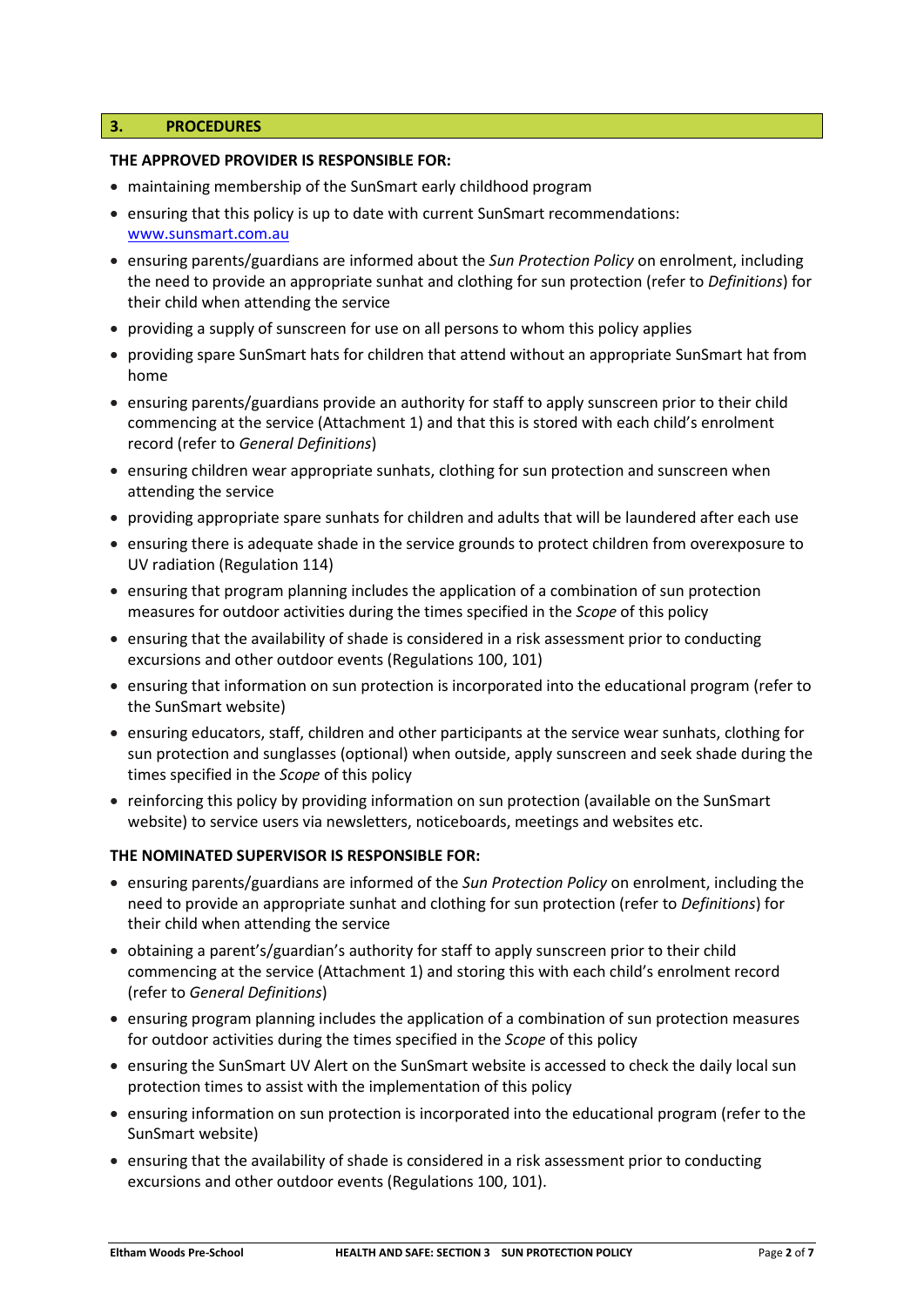## 3. PROCEDURES

**THE APPROVED PROVIDER IS RESPONSIBLE FOR:**

- maintaining membership of the SunSmart early childhood program
- ensuring that this policy is up to date with current SunSmart recommendations: [www.sunsmart.com.au](http://www.sunsmart.com.au)
- ensuring parents/guardians are informed about the *Sun Protection Policy* on enrolment, including the need to provide an appropriate sunhat and clothing for sun protection (refer to *Definitions*) for their child when attending the service
- providing a supply of sunscreen for use on all persons to whom this policy applies
- providing spare SunSmart hats for children that attend without an appropriate SunSmart hat from home
- ensuring parents/guardians provide an authority for staff to apply sunscreen prior to their child commencing at the service (Attachment 1) and that this is stored with each child's enrolment record (refer to *General Definitions*)
- ensuring children wear appropriate sunhats, clothing for sun protection and sunscreen when attending the service
- providing appropriate spare sunhats for children and adults that will be laundered after each use
- ensuring there is adequate shade in the service grounds to protect children from overexposure to UV radiation (Regulation 114)
- ensuring that program planning includes the application of a combination of sun protection measures for outdoor activities during the times specified in the *Scope* of this policy
- ensuring that the availability of shade is considered in a risk assessment prior to conducting excursions and other outdoor events (Regulations 100, 101)
- ensuring that information on sun protection is incorporated into the educational program (refer to the SunSmart website)
- ensuring educators, staff, children and other participants at the service wear sunhats, clothing for sun protection and sunglasses (optional) when outside, apply sunscreen and seek shade during the times specified in the *Scope* of this policy
- reinforcing this policy by providing information on sun protection (available on the SunSmart website) to service users via newsletters, noticeboards, meetings and websites etc.

**THE NOMINATED SUPERVISOR IS RESPONSIBLE FOR:**

- ensuring parents/guardians are informed of the *Sun Protection Policy* on enrolment, including the need to provide an appropriate sunhat and clothing for sun protection (refer to *Definitions*) for their child when attending the service
- obtaining a parent's/guardian's authority for staff to apply sunscreen prior to their child commencing at the service (Attachment 1) and storing this with each child's enrolment record (refer to *General Definitions*)
- ensuring program planning includes the application of a combination of sun protection measures for outdoor activities during the times specified in the *Scope* of this policy
- ensuring the SunSmart UV Alert on the SunSmart website is accessed to check the daily local sun protection times to assist with the implementation of this policy
- ensuring information on sun protection is incorporated into the educational program (refer to the SunSmart website)
- ensuring that the availability of shade is considered in a risk assessment prior to conducting excursions and other outdoor events (Regulations 100, 101).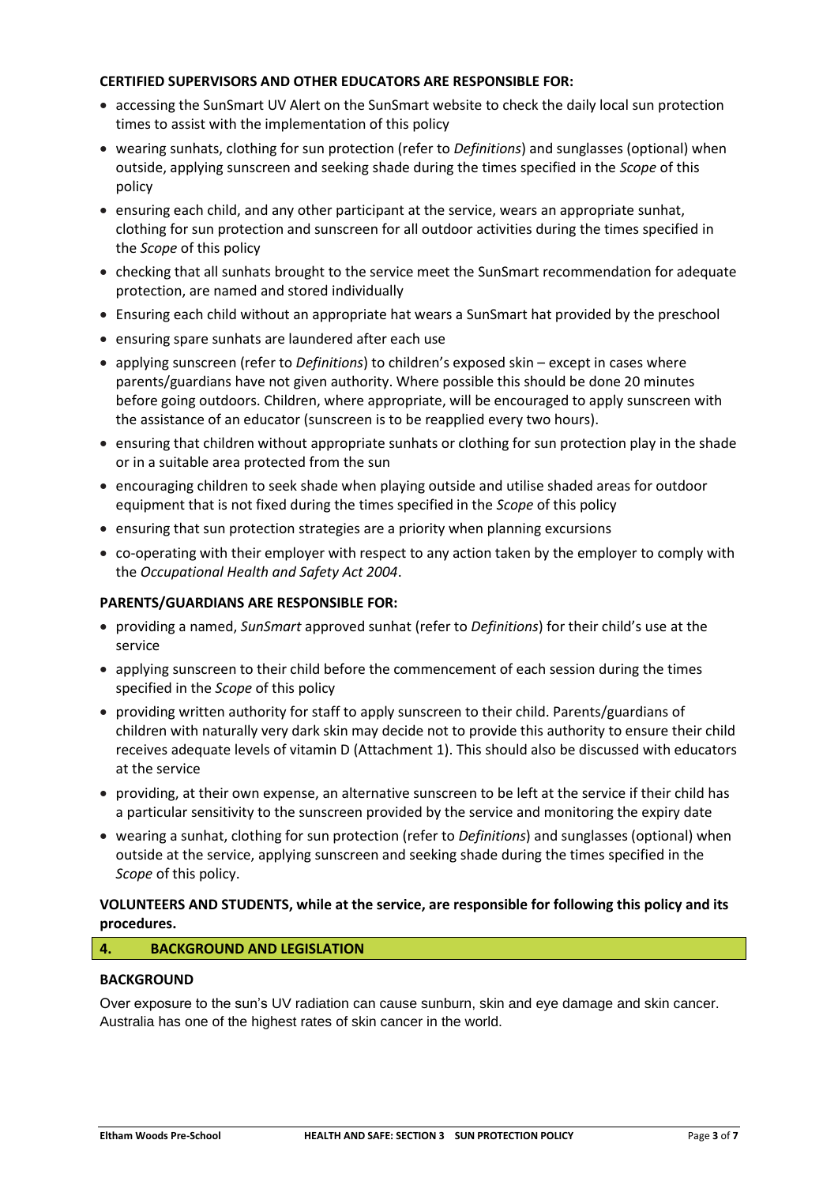**CERTIFIED SUPERVISORS AND OTHER EDUCATORS ARE RESPONSIBLE FOR:**

- accessing the SunSmart UV Alert on the SunSmart website to check the daily local sun protection times to assist with the implementation of this policy
- wearing sunhats, clothing for sun protection (refer to *Definitions*) and sunglasses (optional) when outside, applying sunscreen and seeking shade during the times specified in the *Scope* of this policy
- ensuring each child, and any other participant at the service, wears an appropriate sunhat, clothing for sun protection and sunscreen for all outdoor activities during the times specified in the *Scope* of this policy
- checking that all sunhats brought to the service meet the SunSmart recommendation for adequate protection, are named and stored individually
- Ensuring each child without an appropriate hat wears a SunSmart hat provided by the preschool
- ensuring spare sunhats are laundered after each use
- applying sunscreen (refer to *Definitions*) to children's exposed skin – except in cases where parents/guardians have not given authority. Where possible this should be done 20 minutes before going outdoors. Children, where appropriate, will be encouraged to apply sunscreen with the assistance of an educator (sunscreen is to be reapplied every two hours).
- ensuring that children without appropriate sunhats or clothing for sun protection play in the shade or in a suitable area protected from the sun
- encouraging children to seek shade when playing outside and utilise shaded areas for outdoor equipment that is not fixed during the times specified in the *Scope* of this policy
- ensuring that sun protection strategies are a priority when planning excursions
- co-operating with their employer with respect to any action taken by the employer to comply with the *Occupational Health and Safety Act 2004*.

**PARENTS/GUARDIANS ARE RESPONSIBLE FOR:**

- providing a named, *SunSmart* approved sunhat (refer to *Definitions*) for their child's use at the service
- applying sunscreen to their child before the commencement of each session during the times specified in the *Scope* of this policy
- providing written authority for staff to apply sunscreen to their child. Parents/guardians of children with naturally very dark skin may decide not to provide this authority to ensure their child receives adequate levels of vitamin D (Attachment 1). This should also be discussed with educators at the service
- providing, at their own expense, an alternative sunscreen to be left at the service if their child has a particular sensitivity to the sunscreen provided by the service and monitoring the expiry date
- wearing a sunhat, clothing for sun protection (refer to *Definitions*) and sunglasses (optional) when outside at the service, applying sunscreen and seeking shade during the times specified in the *Scope* of this policy.

**VOLUNTEERS AND STUDENTS, while at the service, are responsible for following this policy and its procedures.**

## 4. BACKGROUND AND LEGISLATION

**BACKGROUND**

Over exposure to the sun's UV radiation can cause sunburn, skin and eye damage and skin cancer. Australia has one of the highest rates of skin cancer in the world.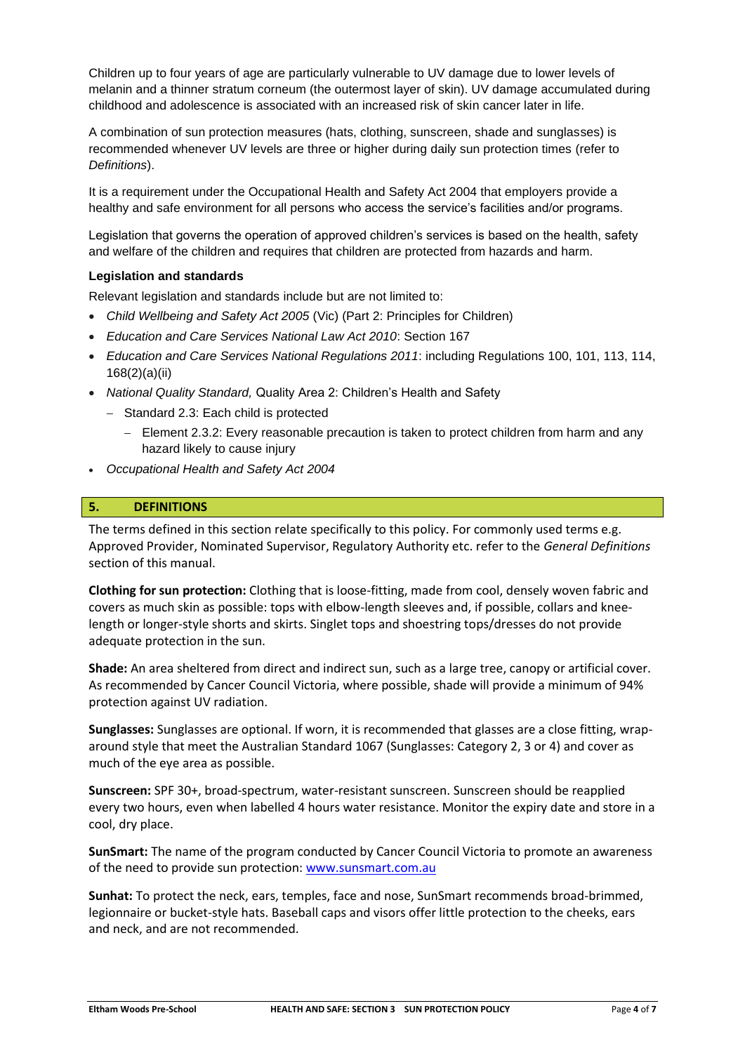Children up to four years of age are particularly vulnerable to UV damage due to lower levels of melanin and a thinner stratum corneum (the outermost layer of skin). UV damage accumulated during childhood and adolescence is associated with an increased risk of skin cancer later in life.

A combination of sun protection measures (hats, clothing, sunscreen, shade and sunglasses) is recommended whenever UV levels are three or higher during daily sun protection times (refer to *Definitions*).

It is a requirement under the Occupational Health and Safety Act 2004 that employers provide a healthy and safe environment for all persons who access the service's facilities and/or programs.

Legislation that governs the operation of approved children's services is based on the health, safety and welfare of the children and requires that children are protected from hazards and harm.

**Legislation and standards**

Relevant legislation and standards include but are not limited to:

- *Child Wellbeing and Safety Act 2005* (Vic) (Part 2: Principles for Children)
- *Education and Care Services National Law Act 2010*: Section 167
- *Education and Care Services National Regulations 2011*: including Regulations 100, 101, 113, 114, 168(2)(a)(ii)
- *National Quality Standard,* Quality Area 2: Children's Health and Safety
  - Standard 2.3: Each child is protected
    - Element 2.3.2: Every reasonable precaution is taken to protect children from harm and any hazard likely to cause injury
- *Occupational Health and Safety Act 2004*

## 5. DEFINITIONS

The terms defined in this section relate specifically to this policy. For commonly used terms e.g. Approved Provider, Nominated Supervisor, Regulatory Authority etc. refer to the *General Definitions* section of this manual.

**Clothing for sun protection:** Clothing that is loose-fitting, made from cool, densely woven fabric and covers as much skin as possible: tops with elbow-length sleeves and, if possible, collars and knee-length or longer-style shorts and skirts. Singlet tops and shoestring tops/dresses do not provide adequate protection in the sun.

**Shade:** An area sheltered from direct and indirect sun, such as a large tree, canopy or artificial cover. As recommended by Cancer Council Victoria, where possible, shade will provide a minimum of 94% protection against UV radiation.

**Sunglasses:** Sunglasses are optional. If worn, it is recommended that glasses are a close fitting, wrap-around style that meet the Australian Standard 1067 (Sunglasses: Category 2, 3 or 4) and cover as much of the eye area as possible.

**Sunscreen:** SPF 30+, broad-spectrum, water-resistant sunscreen. Sunscreen should be reapplied every two hours, even when labelled 4 hours water resistance. Monitor the expiry date and store in a cool, dry place.

**SunSmart:** The name of the program conducted by Cancer Council Victoria to promote an awareness of the need to provide sun protection: www.sunsmart.com.au

**Sunhat:** To protect the neck, ears, temples, face and nose, SunSmart recommends broad-brimmed, legionnaire or bucket-style hats. Baseball caps and visors offer little protection to the cheeks, ears and neck, and are not recommended.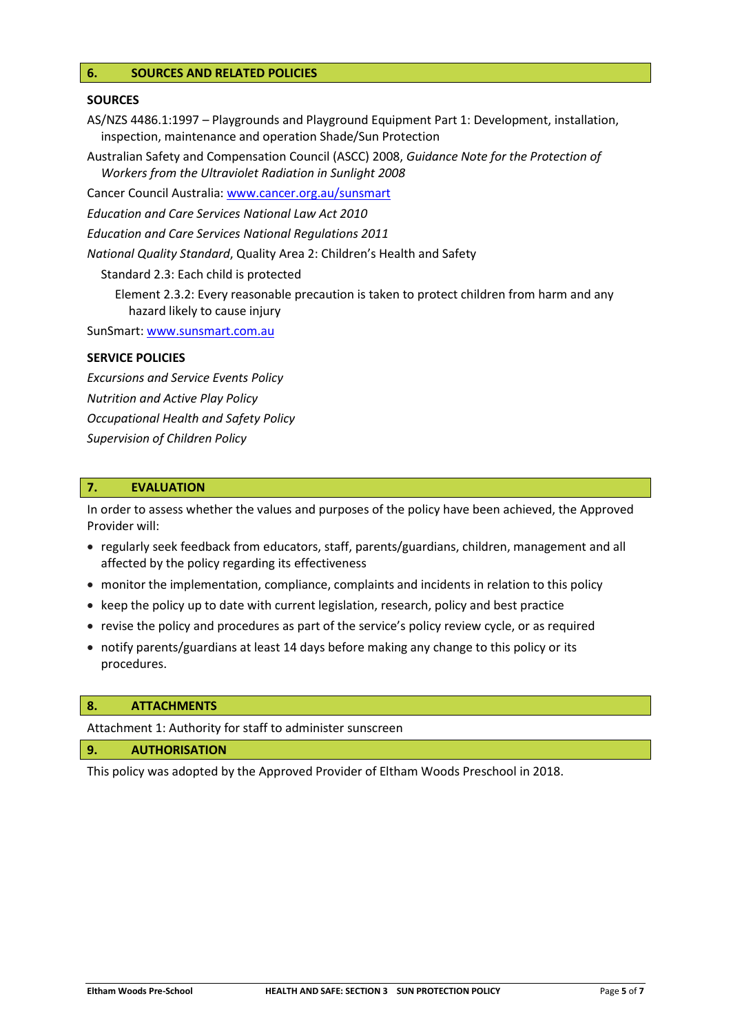## 6. SOURCES AND RELATED POLICIES

**SOURCES**

AS/NZS 4486.1:1997 – Playgrounds and Playground Equipment Part 1: Development, installation, inspection, maintenance and operation Shade/Sun Protection

Australian Safety and Compensation Council (ASCC) 2008, *Guidance Note for the Protection of Workers from the Ultraviolet Radiation in Sunlight 2008*

Cancer Council Australia: www.cancer.org.au/sunsmart

*Education and Care Services National Law Act 2010*

*Education and Care Services National Regulations 2011*

*National Quality Standard*, Quality Area 2: Children's Health and Safety

Standard 2.3: Each child is protected

Element 2.3.2: Every reasonable precaution is taken to protect children from harm and any hazard likely to cause injury

SunSmart: www.sunsmart.com.au

**SERVICE POLICIES**

*Excursions and Service Events Policy*

*Nutrition and Active Play Policy*

*Occupational Health and Safety Policy*

*Supervision of Children Policy*

## 7. EVALUATION

In order to assess whether the values and purposes of the policy have been achieved, the Approved Provider will:

- regularly seek feedback from educators, staff, parents/guardians, children, management and all affected by the policy regarding its effectiveness
- monitor the implementation, compliance, complaints and incidents in relation to this policy
- keep the policy up to date with current legislation, research, policy and best practice
- revise the policy and procedures as part of the service's policy review cycle, or as required
- notify parents/guardians at least 14 days before making any change to this policy or its procedures.

## 8. ATTACHMENTS

Attachment 1: Authority for staff to administer sunscreen

## 9. AUTHORISATION

This policy was adopted by the Approved Provider of Eltham Woods Preschool in 2018.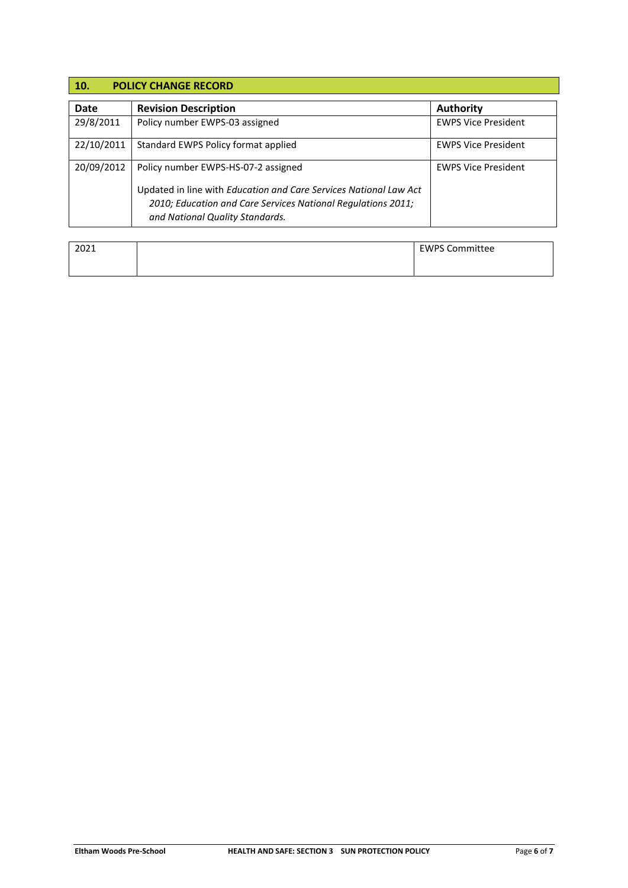## 10. POLICY CHANGE RECORD

| Date | Revision Description | Authority |
|---|---|---|
| 29/8/2011 | Policy number EWPS-03 assigned | EWPS Vice President |
| 22/10/2011 | Standard EWPS Policy format applied | EWPS Vice President |
| 20/09/2012 | Policy number EWPS-HS-07-2 assigned<br><br>Updated in line with *Education and Care Services National Law Act 2010; Education and Care Services National Regulations 2011; and National Quality Standards.* | EWPS Vice President |
| 2021 | | EWPS Committee |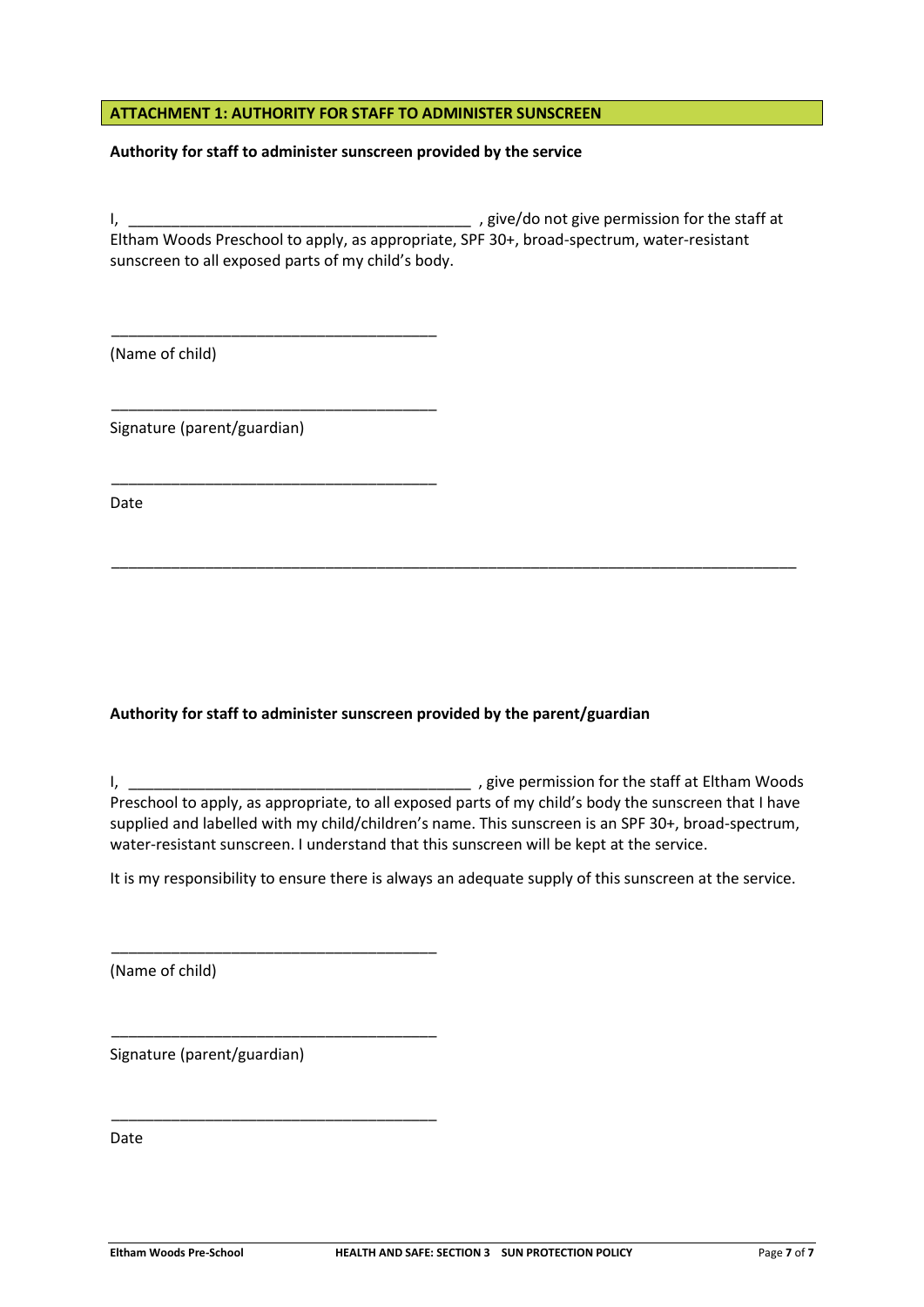## ATTACHMENT 1: AUTHORITY FOR STAFF TO ADMINISTER SUNSCREEN

**Authority for staff to administer sunscreen provided by the service**

I, _________________________________________ , give/do not give permission for the staff at Eltham Woods Preschool to apply, as appropriate, SPF 30+, broad-spectrum, water-resistant sunscreen to all exposed parts of my child's body.

_______________________________________

(Name of child)

_______________________________________

Signature (parent/guardian)

_______________________________________

Date

---

**Authority for staff to administer sunscreen provided by the parent/guardian**

I, _________________________________________ , give permission for the staff at Eltham Woods Preschool to apply, as appropriate, to all exposed parts of my child's body the sunscreen that I have supplied and labelled with my child/children's name. This sunscreen is an SPF 30+, broad-spectrum, water-resistant sunscreen. I understand that this sunscreen will be kept at the service.

It is my responsibility to ensure there is always an adequate supply of this sunscreen at the service.

_______________________________________

(Name of child)

_______________________________________

Signature (parent/guardian)

_______________________________________

Date